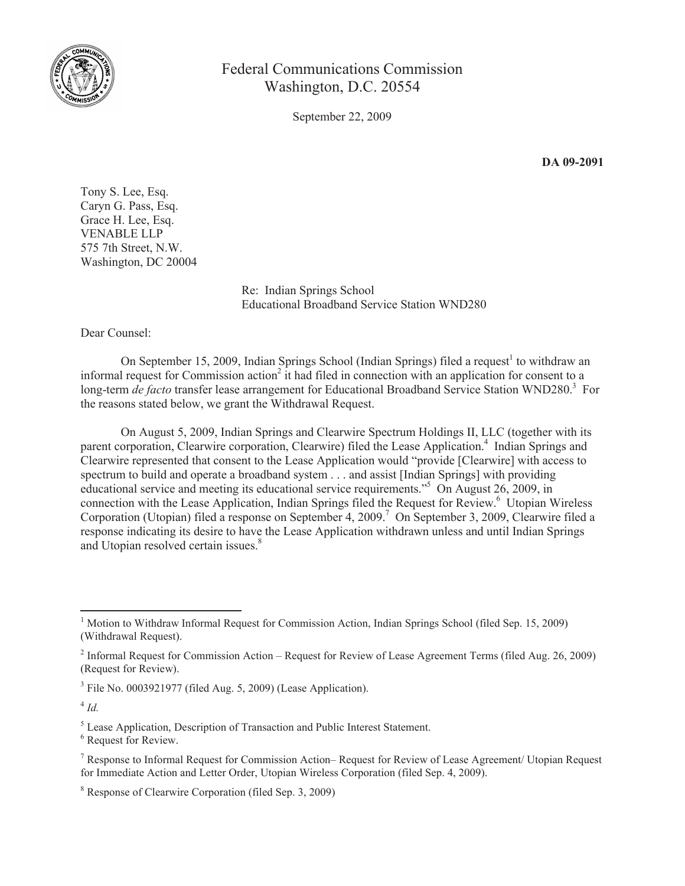Federal Communications Commission
Washington, D.C. 20554

September 22, 2009

**DA 09-2091**

Tony S. Lee, Esq.
Caryn G. Pass, Esq.
Grace H. Lee, Esq.
VENABLE LLP
575 7th Street, N.W.
Washington, DC 20004

Re: Indian Springs School
Educational Broadband Service Station WND280

Dear Counsel:

On September 15, 2009, Indian Springs School (Indian Springs) filed a request[1] to withdraw an informal request for Commission action[2] it had filed in connection with an application for consent to a long-term *de facto* transfer lease arrangement for Educational Broadband Service Station WND280.[3] For the reasons stated below, we grant the Withdrawal Request.

On August 5, 2009, Indian Springs and Clearwire Spectrum Holdings II, LLC (together with its parent corporation, Clearwire corporation, Clearwire) filed the Lease Application.[4] Indian Springs and Clearwire represented that consent to the Lease Application would "provide [Clearwire] with access to spectrum to build and operate a broadband system . . . and assist [Indian Springs] with providing educational service and meeting its educational service requirements."[5] On August 26, 2009, in connection with the Lease Application, Indian Springs filed the Request for Review.[6] Utopian Wireless Corporation (Utopian) filed a response on September 4, 2009.[7] On September 3, 2009, Clearwire filed a response indicating its desire to have the Lease Application withdrawn unless and until Indian Springs and Utopian resolved certain issues.[8]

---

[1] Motion to Withdraw Informal Request for Commission Action, Indian Springs School (filed Sep. 15, 2009) (Withdrawal Request).

[2] Informal Request for Commission Action – Request for Review of Lease Agreement Terms (filed Aug. 26, 2009) (Request for Review).

[3] File No. 0003921977 (filed Aug. 5, 2009) (Lease Application).

[4] *Id.*

[5] Lease Application, Description of Transaction and Public Interest Statement.

[6] Request for Review.

[7] Response to Informal Request for Commission Action– Request for Review of Lease Agreement/ Utopian Request for Immediate Action and Letter Order, Utopian Wireless Corporation (filed Sep. 4, 2009).

[8] Response of Clearwire Corporation (filed Sep. 3, 2009)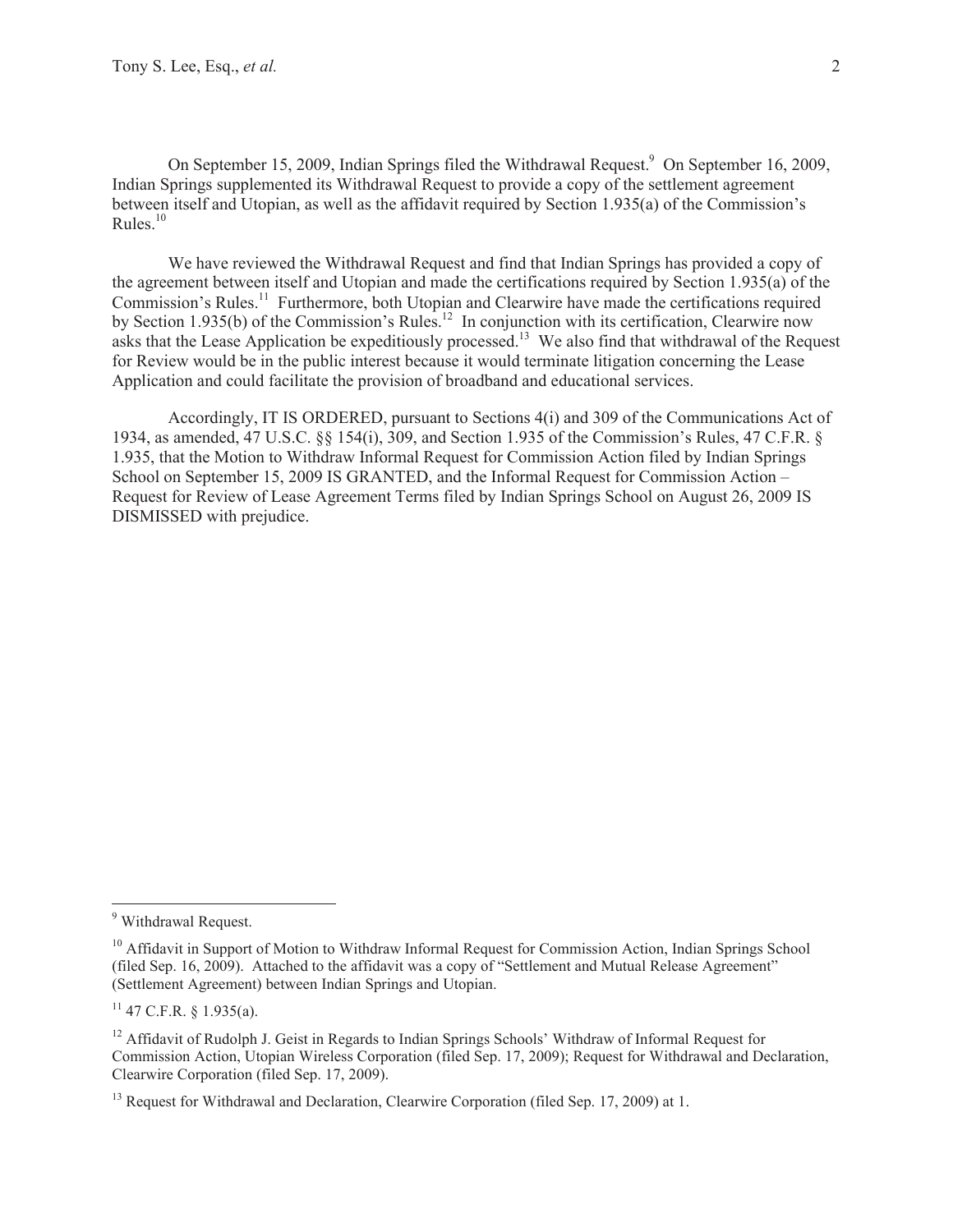On September 15, 2009, Indian Springs filed the Withdrawal Request.[9] On September 16, 2009, Indian Springs supplemented its Withdrawal Request to provide a copy of the settlement agreement between itself and Utopian, as well as the affidavit required by Section 1.935(a) of the Commission's Rules.[10]

We have reviewed the Withdrawal Request and find that Indian Springs has provided a copy of the agreement between itself and Utopian and made the certifications required by Section 1.935(a) of the Commission's Rules.[11] Furthermore, both Utopian and Clearwire have made the certifications required by Section 1.935(b) of the Commission's Rules.[12] In conjunction with its certification, Clearwire now asks that the Lease Application be expeditiously processed.[13] We also find that withdrawal of the Request for Review would be in the public interest because it would terminate litigation concerning the Lease Application and could facilitate the provision of broadband and educational services.

Accordingly, IT IS ORDERED, pursuant to Sections 4(i) and 309 of the Communications Act of 1934, as amended, 47 U.S.C. §§ 154(i), 309, and Section 1.935 of the Commission's Rules, 47 C.F.R. § 1.935, that the Motion to Withdraw Informal Request for Commission Action filed by Indian Springs School on September 15, 2009 IS GRANTED, and the Informal Request for Commission Action – Request for Review of Lease Agreement Terms filed by Indian Springs School on August 26, 2009 IS DISMISSED with prejudice.

---

[9] Withdrawal Request.

[10] Affidavit in Support of Motion to Withdraw Informal Request for Commission Action, Indian Springs School (filed Sep. 16, 2009). Attached to the affidavit was a copy of "Settlement and Mutual Release Agreement" (Settlement Agreement) between Indian Springs and Utopian.

[11] 47 C.F.R. § 1.935(a).

[12] Affidavit of Rudolph J. Geist in Regards to Indian Springs Schools' Withdraw of Informal Request for Commission Action, Utopian Wireless Corporation (filed Sep. 17, 2009); Request for Withdrawal and Declaration, Clearwire Corporation (filed Sep. 17, 2009).

[13] Request for Withdrawal and Declaration, Clearwire Corporation (filed Sep. 17, 2009) at 1.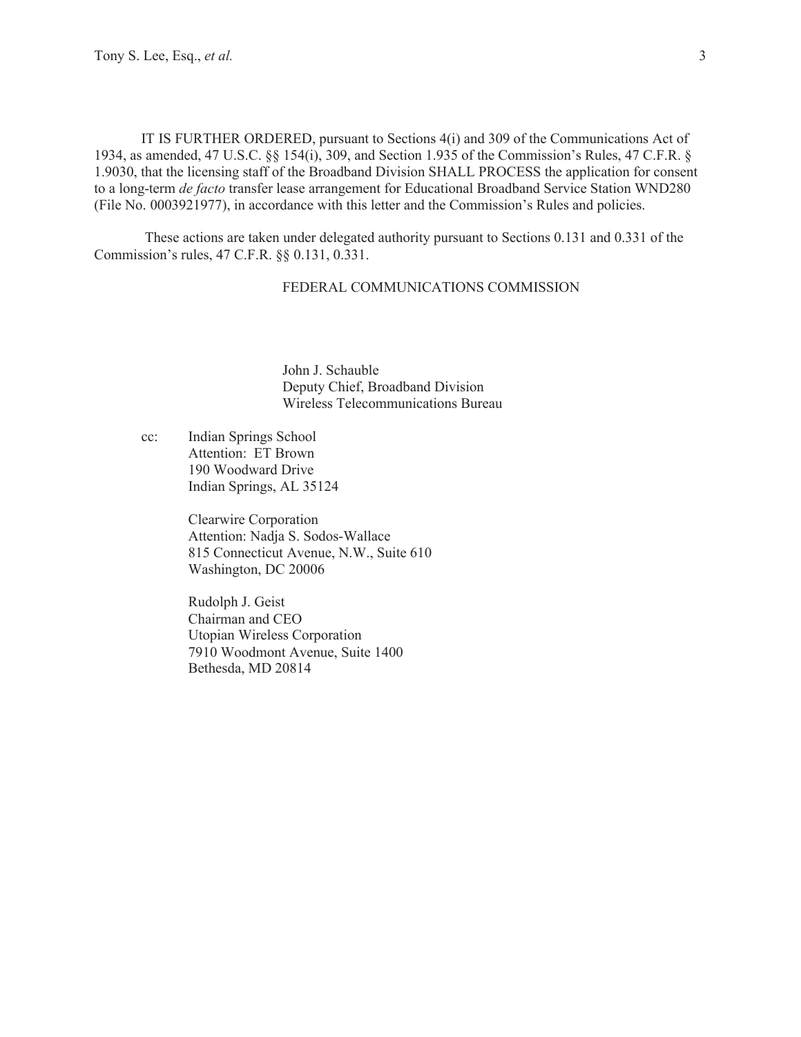IT IS FURTHER ORDERED, pursuant to Sections 4(i) and 309 of the Communications Act of 1934, as amended, 47 U.S.C. §§ 154(i), 309, and Section 1.935 of the Commission's Rules, 47 C.F.R. § 1.9030, that the licensing staff of the Broadband Division SHALL PROCESS the application for consent to a long-term *de facto* transfer lease arrangement for Educational Broadband Service Station WND280 (File No. 0003921977), in accordance with this letter and the Commission's Rules and policies.

These actions are taken under delegated authority pursuant to Sections 0.131 and 0.331 of the Commission's rules, 47 C.F.R. §§ 0.131, 0.331.

FEDERAL COMMUNICATIONS COMMISSION

John J. Schauble
Deputy Chief, Broadband Division
Wireless Telecommunications Bureau

cc: Indian Springs School
Attention: ET Brown
190 Woodward Drive
Indian Springs, AL 35124

Clearwire Corporation
Attention: Nadja S. Sodos-Wallace
815 Connecticut Avenue, N.W., Suite 610
Washington, DC 20006

Rudolph J. Geist
Chairman and CEO
Utopian Wireless Corporation
7910 Woodmont Avenue, Suite 1400
Bethesda, MD 20814